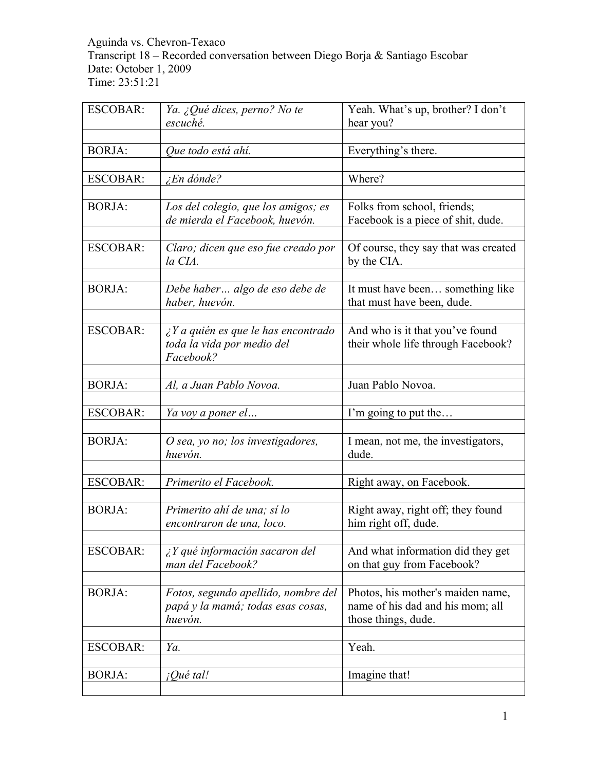Aguinda vs. Chevron-Texaco
Transcript 18 – Recorded conversation between Diego Borja & Santiago Escobar
Date: October 1, 2009
Time: 23:51:21

| | | |
|---|---|---|
| ESCOBAR: | *Ya. ¿Qué dices, perno? No te escuché.* | Yeah. What's up, brother? I don't hear you? |
| | | |
| BORJA: | *Que todo está ahí.* | Everything's there. |
| | | |
| ESCOBAR: | *¿En dónde?* | Where? |
| | | |
| BORJA: | *Los del colegio, que los amigos; es de mierda el Facebook, huevón.* | Folks from school, friends; Facebook is a piece of shit, dude. |
| | | |
| ESCOBAR: | *Claro; dicen que eso fue creado por la CIA.* | Of course, they say that was created by the CIA. |
| | | |
| BORJA: | *Debe haber… algo de eso debe de haber, huevón.* | It must have been… something like that must have been, dude. |
| | | |
| ESCOBAR: | *¿Y a quién es que le has encontrado toda la vida por medio del Facebook?* | And who is it that you've found their whole life through Facebook? |
| | | |
| BORJA: | *Al, a Juan Pablo Novoa.* | Juan Pablo Novoa. |
| | | |
| ESCOBAR: | *Ya voy a poner el…* | I'm going to put the… |
| | | |
| BORJA: | *O sea, yo no; los investigadores, huevón.* | I mean, not me, the investigators, dude. |
| | | |
| ESCOBAR: | *Primerito el Facebook.* | Right away, on Facebook. |
| | | |
| BORJA: | *Primerito ahí de una; sí lo encontraron de una, loco.* | Right away, right off; they found him right off, dude. |
| | | |
| ESCOBAR: | *¿Y qué información sacaron del man del Facebook?* | And what information did they get on that guy from Facebook? |
| | | |
| BORJA: | *Fotos, segundo apellido, nombre del papá y la mamá; todas esas cosas, huevón.* | Photos, his mother's maiden name, name of his dad and his mom; all those things, dude. |
| | | |
| ESCOBAR: | *Ya.* | Yeah. |
| | | |
| BORJA: | *¡Qué tal!* | Imagine that! |
| | | |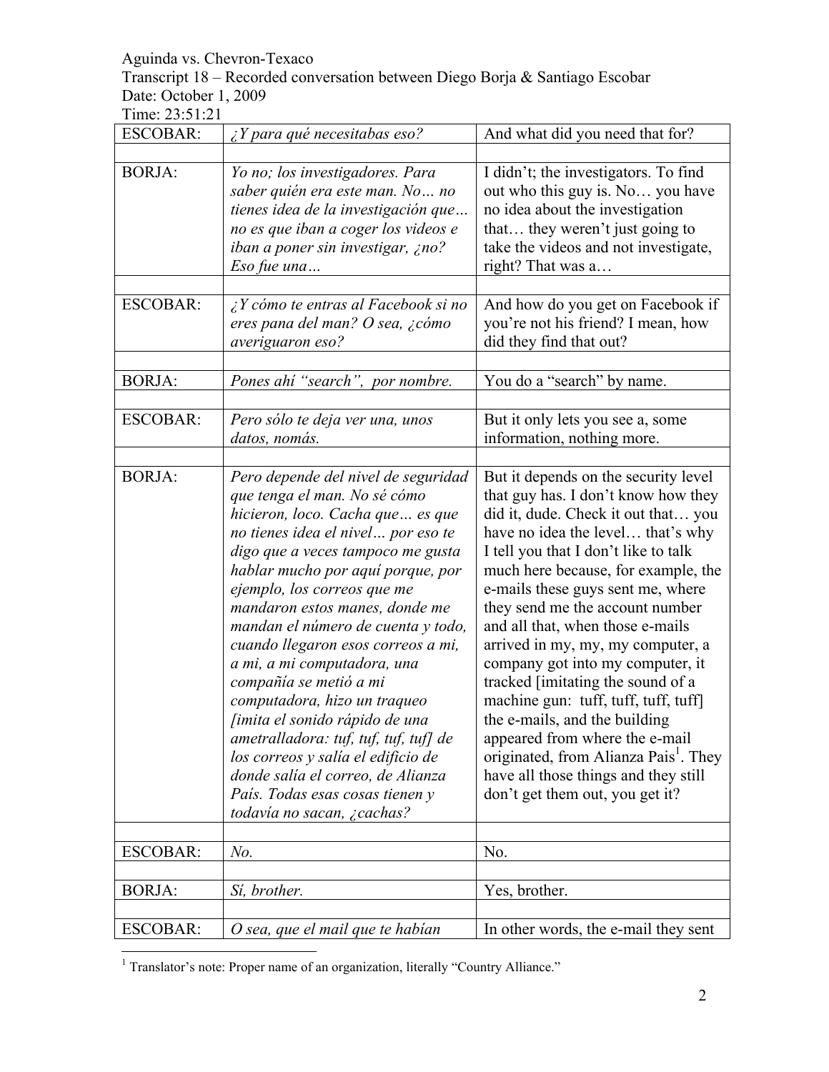Aguinda vs. Chevron-Texaco
Transcript 18 – Recorded conversation between Diego Borja & Santiago Escobar
Date: October 1, 2009
Time: 23:51:21

| | | |
|---|---|---|
| ESCOBAR: | *¿Y para qué necesitabas eso?* | And what did you need that for? |
| | | |
| BORJA: | *Yo no; los investigadores. Para saber quién era este man. No… no tienes idea de la investigación que… no es que iban a coger los videos e iban a poner sin investigar, ¿no? Eso fue una…* | I didn't; the investigators. To find out who this guy is. No… you have no idea about the investigation that… they weren't just going to take the videos and not investigate, right? That was a… |
| | | |
| ESCOBAR: | *¿Y cómo te entras al Facebook si no eres pana del man? O sea, ¿cómo averiguaron eso?* | And how do you get on Facebook if you're not his friend? I mean, how did they find that out? |
| | | |
| BORJA: | *Pones ahí "search", por nombre.* | You do a "search" by name. |
| | | |
| ESCOBAR: | *Pero sólo te deja ver una, unos datos, nomás.* | But it only lets you see a, some information, nothing more. |
| | | |
| BORJA: | *Pero depende del nivel de seguridad que tenga el man. No sé cómo hicieron, loco. Cacha que… es que no tienes idea el nivel… por eso te digo que a veces tampoco me gusta hablar mucho por aquí porque, por ejemplo, los correos que me mandaron estos manes, donde me mandan el número de cuenta y todo, cuando llegaron esos correos a mi, a mi, a mi computadora, una compañía se metió a mi computadora, hizo un traqueo [imita el sonido rápido de una ametralladora: tuf, tuf, tuf, tuf] de los correos y salía el edificio de donde salía el correo, de Alianza País. Todas esas cosas tienen y todavía no sacan, ¿cachas?* | But it depends on the security level that guy has. I don't know how they did it, dude. Check it out that… you have no idea the level… that's why I tell you that I don't like to talk much here because, for example, the e-mails these guys sent me, where they send me the account number and all that, when those e-mails arrived in my, my, my computer, a company got into my computer, it tracked [imitating the sound of a machine gun: tuff, tuff, tuff, tuff] the e-mails, and the building appeared from where the e-mail originated, from Alianza Pais[1]. They have all those things and they still don't get them out, you get it? |
| | | |
| ESCOBAR: | *No.* | No. |
| | | |
| BORJA: | *Sí, brother.* | Yes, brother. |
| | | |
| ESCOBAR: | *O sea, que el mail que te habían* | In other words, the e-mail they sent |

[1] Translator's note: Proper name of an organization, literally "Country Alliance."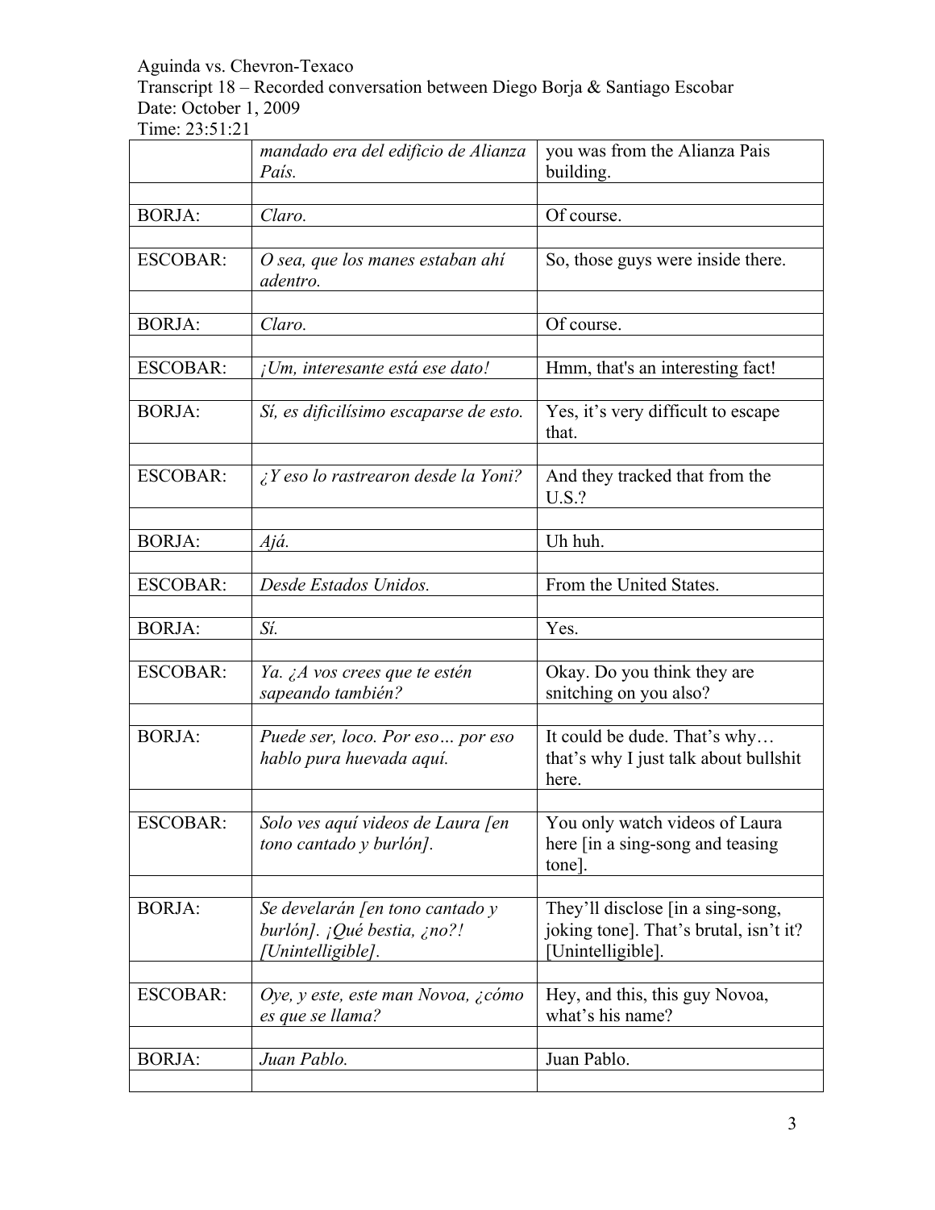| | *mandado era del edificio de Alianza País.* | you was from the Alianza Pais building. |
|---|---|---|
| BORJA: | *Claro.* | Of course. |
| ESCOBAR: | *O sea, que los manes estaban ahí adentro.* | So, those guys were inside there. |
| BORJA: | *Claro.* | Of course. |
| ESCOBAR: | *¡Um, interesante está ese dato!* | Hmm, that's an interesting fact! |
| BORJA: | *Sí, es dificilísimo escaparse de esto.* | Yes, it's very difficult to escape that. |
| ESCOBAR: | *¿Y eso lo rastrearon desde la Yoni?* | And they tracked that from the U.S.? |
| BORJA: | *Ajá.* | Uh huh. |
| ESCOBAR: | *Desde Estados Unidos.* | From the United States. |
| BORJA: | *Sí.* | Yes. |
| ESCOBAR: | *Ya. ¿A vos crees que te estén sapeando también?* | Okay. Do you think they are snitching on you also? |
| BORJA: | *Puede ser, loco. Por eso… por eso hablo pura huevada aquí.* | It could be dude. That's why… that's why I just talk about bullshit here. |
| ESCOBAR: | *Solo ves aquí videos de Laura [en tono cantado y burlón].* | You only watch videos of Laura here [in a sing-song and teasing tone]. |
| BORJA: | *Se develarán [en tono cantado y burlón]. ¡Qué bestia, ¿no?! [Unintelligible].* | They'll disclose [in a sing-song, joking tone]. That's brutal, isn't it? [Unintelligible]. |
| ESCOBAR: | *Oye, y este, este man Novoa, ¿cómo es que se llama?* | Hey, and this, this guy Novoa, what's his name? |
| BORJA: | *Juan Pablo.* | Juan Pablo. |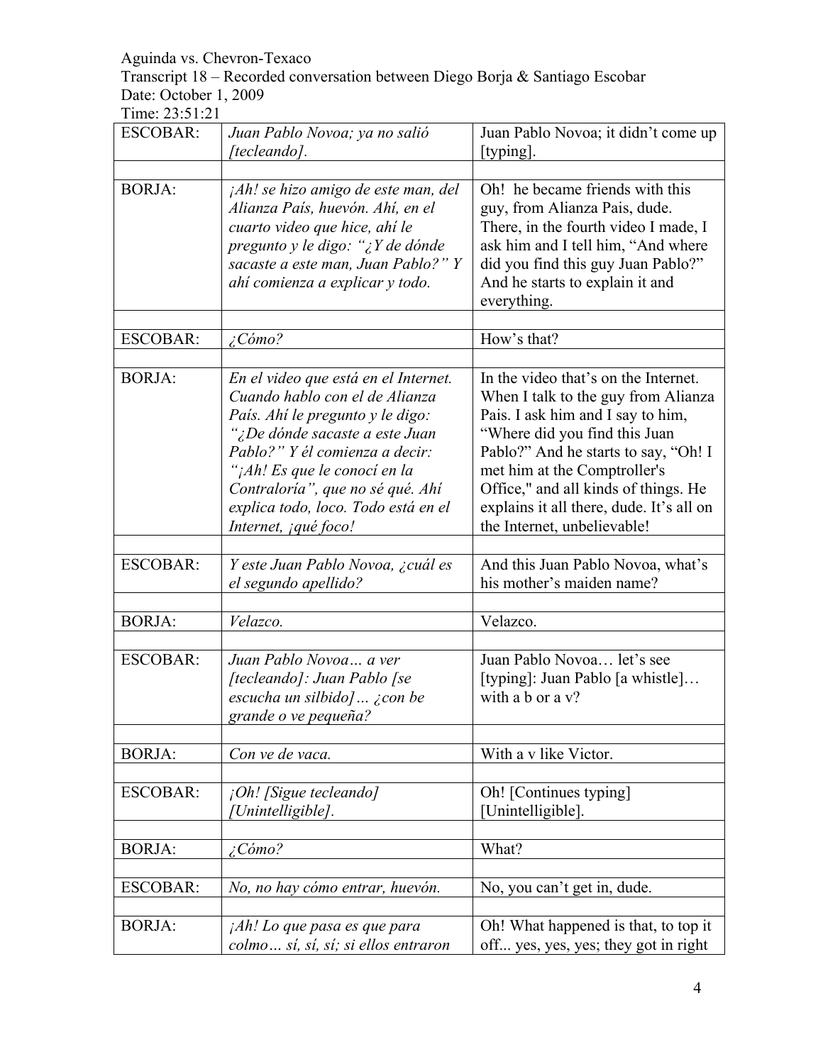Aguinda vs. Chevron-Texaco
Transcript 18 – Recorded conversation between Diego Borja & Santiago Escobar
Date: October 1, 2009
Time: 23:51:21

| | | |
|---|---|---|
| ESCOBAR: | *Juan Pablo Novoa; ya no salió [tecleando].* | Juan Pablo Novoa; it didn't come up [typing]. |
| | | |
| BORJA: | *¡Ah! se hizo amigo de este man, del Alianza País, huevón. Ahí, en el cuarto video que hice, ahí le pregunto y le digo: "¿Y de dónde sacaste a este man, Juan Pablo?" Y ahí comienza a explicar y todo.* | Oh! he became friends with this guy, from Alianza Pais, dude. There, in the fourth video I made, I ask him and I tell him, "And where did you find this guy Juan Pablo?" And he starts to explain it and everything. |
| | | |
| ESCOBAR: | *¿Cómo?* | How's that? |
| | | |
| BORJA: | *En el video que está en el Internet. Cuando hablo con el de Alianza País. Ahí le pregunto y le digo: "¿De dónde sacaste a este Juan Pablo?" Y él comienza a decir: "¡Ah! Es que le conocí en la Contraloría", que no sé qué. Ahí explica todo, loco. Todo está en el Internet, ¡qué foco!* | In the video that's on the Internet. When I talk to the guy from Alianza Pais. I ask him and I say to him, "Where did you find this Juan Pablo?" And he starts to say, "Oh! I met him at the Comptroller's Office," and all kinds of things. He explains it all there, dude. It's all on the Internet, unbelievable! |
| | | |
| ESCOBAR: | *Y este Juan Pablo Novoa, ¿cuál es el segundo apellido?* | And this Juan Pablo Novoa, what's his mother's maiden name? |
| | | |
| BORJA: | *Velazco.* | Velazco. |
| | | |
| ESCOBAR: | *Juan Pablo Novoa… a ver [tecleando]: Juan Pablo [se escucha un silbido]… ¿con be grande o ve pequeña?* | Juan Pablo Novoa… let's see [typing]: Juan Pablo [a whistle]… with a b or a v? |
| | | |
| BORJA: | *Con ve de vaca.* | With a v like Victor. |
| | | |
| ESCOBAR: | *¡Oh! [Sigue tecleando] [Unintelligible].* | Oh! [Continues typing] [Unintelligible]. |
| | | |
| BORJA: | *¿Cómo?* | What? |
| | | |
| ESCOBAR: | *No, no hay cómo entrar, huevón.* | No, you can't get in, dude. |
| | | |
| BORJA: | *¡Ah! Lo que pasa es que para colmo… sí, sí, sí; si ellos entraron* | Oh! What happened is that, to top it off... yes, yes, yes; they got in right |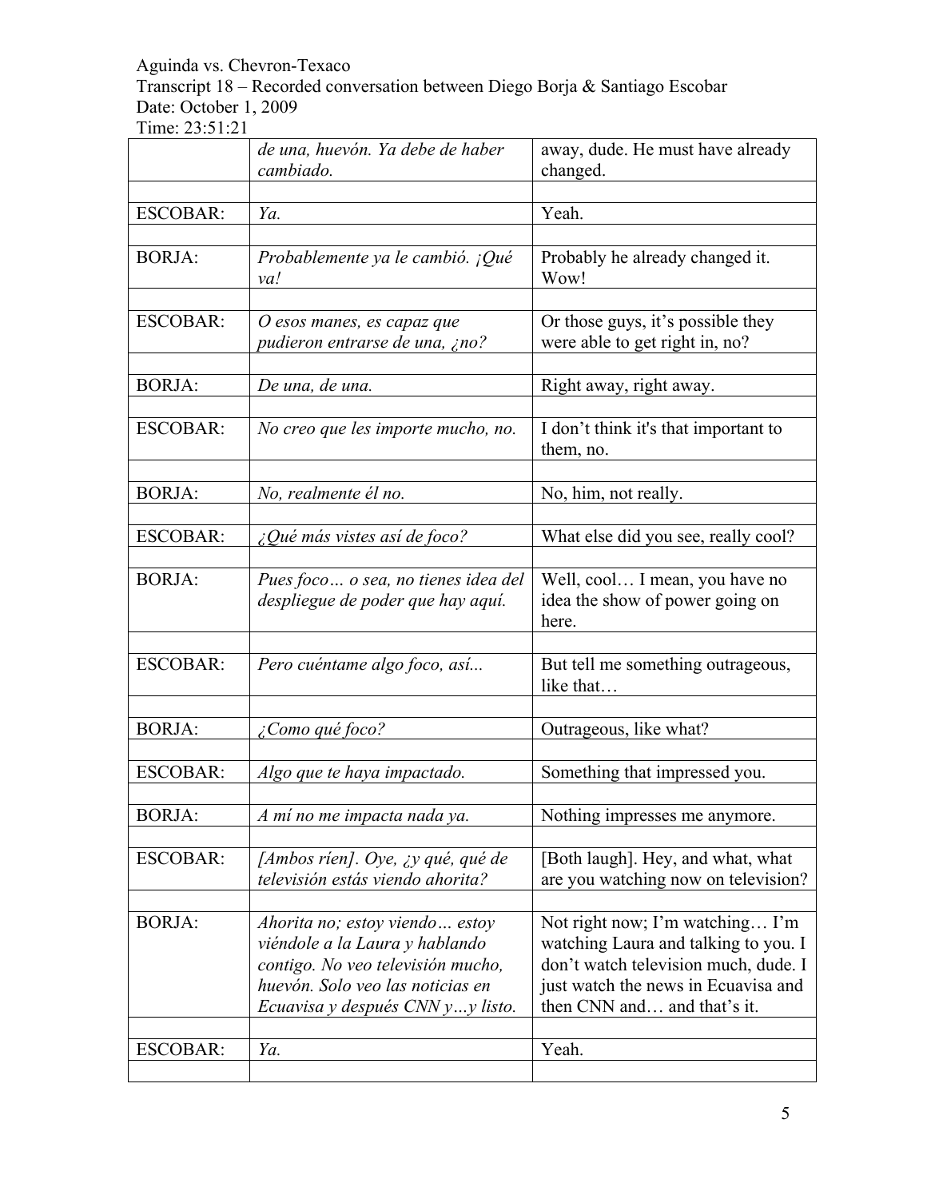| | | |
|---|---|---|
| | *de una, huevón. Ya debe de haber cambiado.* | away, dude. He must have already changed. |
| ESCOBAR: | *Ya.* | Yeah. |
| BORJA: | *Probablemente ya le cambió. ¡Qué va!* | Probably he already changed it. Wow! |
| ESCOBAR: | *O esos manes, es capaz que pudieron entrarse de una, ¿no?* | Or those guys, it's possible they were able to get right in, no? |
| BORJA: | *De una, de una.* | Right away, right away. |
| ESCOBAR: | *No creo que les importe mucho, no.* | I don't think it's that important to them, no. |
| BORJA: | *No, realmente él no.* | No, him, not really. |
| ESCOBAR: | *¿Qué más vistes así de foco?* | What else did you see, really cool? |
| BORJA: | *Pues foco… o sea, no tienes idea del despliegue de poder que hay aquí.* | Well, cool… I mean, you have no idea the show of power going on here. |
| ESCOBAR: | *Pero cuéntame algo foco, así...* | But tell me something outrageous, like that… |
| BORJA: | *¿Como qué foco?* | Outrageous, like what? |
| ESCOBAR: | *Algo que te haya impactado.* | Something that impressed you. |
| BORJA: | *A mí no me impacta nada ya.* | Nothing impresses me anymore. |
| ESCOBAR: | *[Ambos ríen]. Oye, ¿y qué, qué de televisión estás viendo ahorita?* | [Both laugh]. Hey, and what, what are you watching now on television? |
| BORJA: | *Ahorita no; estoy viendo… estoy viéndole a la Laura y hablando contigo. No veo televisión mucho, huevón. Solo veo las noticias en Ecuavisa y después CNN y…y listo.* | Not right now; I'm watching… I'm watching Laura and talking to you. I don't watch television much, dude. I just watch the news in Ecuavisa and then CNN and… and that's it. |
| ESCOBAR: | *Ya.* | Yeah. |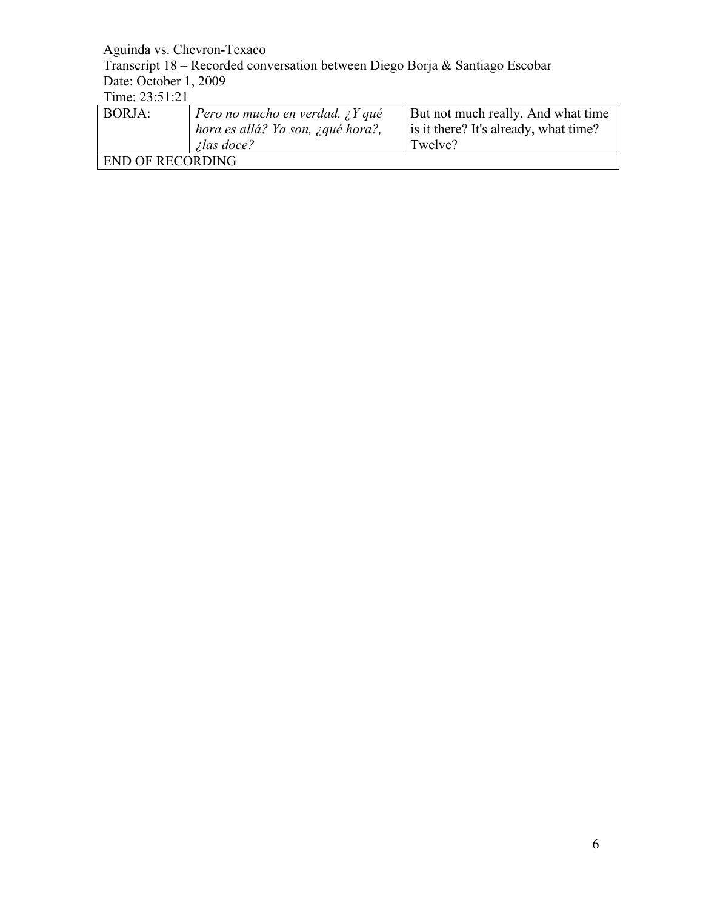Aguinda vs. Chevron-Texaco
Transcript 18 – Recorded conversation between Diego Borja & Santiago Escobar
Date: October 1, 2009
Time: 23:51:21

| | | |
|---|---|---|
| BORJA: | *Pero no mucho en verdad. ¿Y qué hora es allá? Ya son, ¿qué hora?, ¿las doce?* | But not much really. And what time is it there? It's already, what time? Twelve? |
| END OF RECORDING | | |